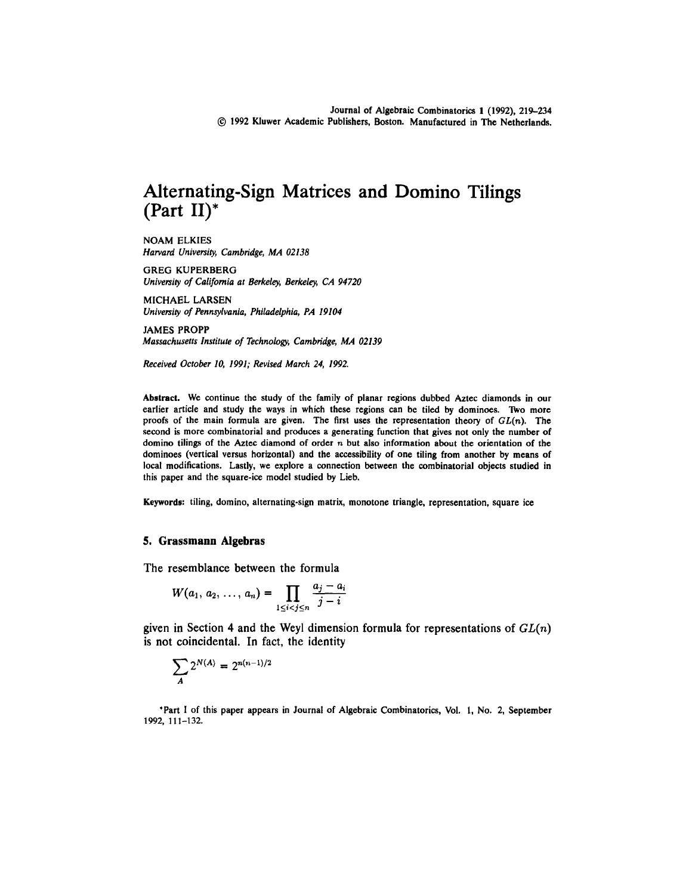# Alternating-Sign Matrices and Domino Tilings (Part II)*

NOAM ELKIES
*Harvard University, Cambridge, MA 02138*

GREG KUPERBERG
*University of California at Berkeley, Berkeley, CA 94720*

MICHAEL LARSEN
*University of Pennsylvania, Philadelphia, PA 19104*

JAMES PROPP
*Massachusetts Institute of Technology, Cambridge, MA 02139*

*Received October 10, 1991; Revised March 24, 1992.*

**Abstract.** We continue the study of the family of planar regions dubbed Aztec diamonds in our earlier article and study the ways in which these regions can be tiled by dominoes. Two more proofs of the main formula are given. The first uses the representation theory of $GL(n)$. The second is more combinatorial and produces a generating function that gives not only the number of domino tilings of the Aztec diamond of order $n$ but also information about the orientation of the dominoes (vertical versus horizontal) and the accessibility of one tiling from another by means of local modifications. Lastly, we explore a connection between the combinatorial objects studied in this paper and the square-ice model studied by Lieb.

**Keywords:** tiling, domino, alternating-sign matrix, monotone triangle, representation, square ice

## 5. Grassmann Algebras

The resemblance between the formula

$$W(a_1, a_2, \ldots, a_n) = \prod_{1 \le i < j \le n} \frac{a_j - a_i}{j - i}$$

given in Section 4 and the Weyl dimension formula for representations of $GL(n)$ is not coincidental. In fact, the identity

$$\sum_A 2^{N(A)} = 2^{n(n-1)/2}$$

*Part I of this paper appears in Journal of Algebraic Combinatorics, Vol. 1, No. 2, September 1992, 111–132.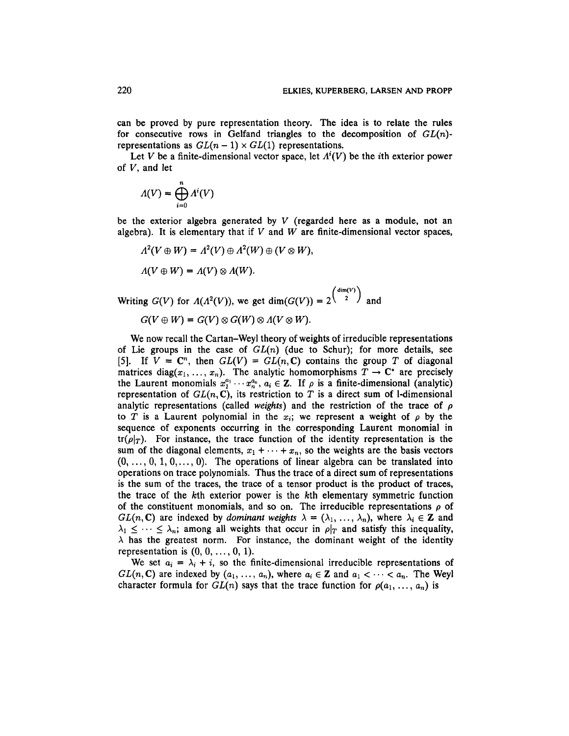can be proved by pure representation theory. The idea is to relate the rules for consecutive rows in Gelfand triangles to the decomposition of $GL(n)$-representations as $GL(n-1) \times GL(1)$ representations.

Let $V$ be a finite-dimensional vector space, let $\Lambda^i(V)$ be the $i$th exterior power of $V$, and let

$$\Lambda(V) = \bigoplus_{i=0}^{n} \Lambda^i(V)$$

be the exterior algebra generated by $V$ (regarded here as a module, not an algebra). It is elementary that if $V$ and $W$ are finite-dimensional vector spaces,

$$\Lambda^2(V \oplus W) = \Lambda^2(V) \oplus \Lambda^2(W) \oplus (V \otimes W),$$

$$\Lambda(V \oplus W) = \Lambda(V) \otimes \Lambda(W).$$

Writing $G(V)$ for $\Lambda(\Lambda^2(V))$, we get $\dim(G(V)) = 2^{\binom{\dim(V)}{2}}$ and

$$G(V \oplus W) = G(V) \otimes G(W) \otimes \Lambda(V \otimes W).$$

We now recall the Cartan–Weyl theory of weights of irreducible representations of Lie groups in the case of $GL(n)$ (due to Schur); for more details, see [5]. If $V = \mathbf{C}^n$, then $GL(V) = GL(n, \mathbf{C})$ contains the group $T$ of diagonal matrices $\operatorname{diag}(x_1, \ldots, x_n)$. The analytic homomorphisms $T \to \mathbf{C}^*$ are precisely the Laurent monomials $x_1^{a_1} \cdots x_n^{a_n}$, $a_i \in \mathbf{Z}$. If $\rho$ is a finite-dimensional (analytic) representation of $GL(n, \mathbf{C})$, its restriction to $T$ is a direct sum of 1-dimensional analytic representations (called *weights*) and the restriction of the trace of $\rho$ to $T$ is a Laurent polynomial in the $x_i$; we represent a weight of $\rho$ by the sequence of exponents occurring in the corresponding Laurent monomial in $\operatorname{tr}(\rho|_T)$. For instance, the trace function of the identity representation is the sum of the diagonal elements, $x_1 + \cdots + x_n$, so the weights are the basis vectors $(0, \ldots, 0, 1, 0, \ldots, 0)$. The operations of linear algebra can be translated into operations on trace polynomials. Thus the trace of a direct sum of representations is the sum of the traces, the trace of a tensor product is the product of traces, the trace of the $k$th exterior power is the $k$th elementary symmetric function of the constituent monomials, and so on. The irreducible representations $\rho$ of $GL(n, \mathbf{C})$ are indexed by *dominant weights* $\lambda = (\lambda_1, \ldots, \lambda_n)$, where $\lambda_i \in \mathbf{Z}$ and $\lambda_1 \leq \cdots \leq \lambda_n$; among all weights that occur in $\rho|_T$ and satisfy this inequality, $\lambda$ has the greatest norm. For instance, the dominant weight of the identity representation is $(0, 0, \ldots, 0, 1)$.

We set $a_i = \lambda_i + i$, so the finite-dimensional irreducible representations of $GL(n, \mathbf{C})$ are indexed by $(a_1, \ldots, a_n)$, where $a_i \in \mathbf{Z}$ and $a_1 < \cdots < a_n$. The Weyl character formula for $GL(n)$ says that the trace function for $\rho(a_1, \ldots, a_n)$ is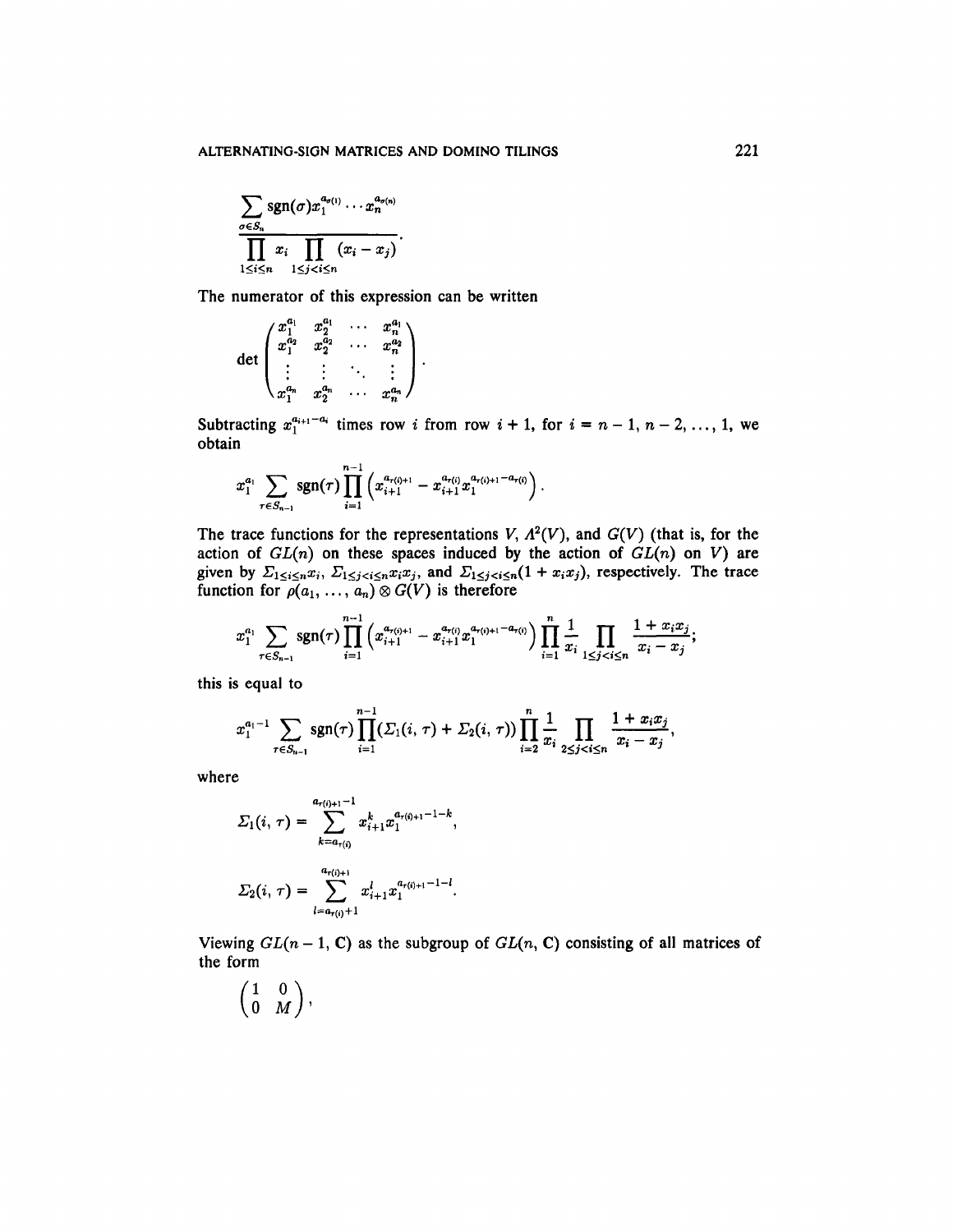$$\frac{\sum_{\sigma \in S_n} \operatorname{sgn}(\sigma) x_1^{a_{\sigma(1)}} \cdots x_n^{a_{\sigma(n)}}}{\prod_{1 \le i \le n} x_i \prod_{1 \le j < i \le n} (x_i - x_j)}.$$

The numerator of this expression can be written

$$\det \begin{pmatrix} x_1^{a_1} & x_2^{a_1} & \cdots & x_n^{a_1} \\ x_1^{a_2} & x_2^{a_2} & \cdots & x_n^{a_2} \\ \vdots & \vdots & \ddots & \vdots \\ x_1^{a_n} & x_2^{a_n} & \cdots & x_n^{a_n} \end{pmatrix}.$$

Subtracting $x_1^{a_{i+1}-a_i}$ times row $i$ from row $i+1$, for $i = n-1, n-2, \ldots, 1$, we obtain

$$x_1^{a_1} \sum_{\tau \in S_{n-1}} \operatorname{sgn}(\tau) \prod_{i=1}^{n-1} \left( x_{i+1}^{a_{\tau(i)+1}} - x_{i+1}^{a_{\tau(i)}} x_1^{a_{\tau(i)+1}-a_{\tau(i)}} \right).$$

The trace functions for the representations $V$, $\Lambda^2(V)$, and $G(V)$ (that is, for the action of $GL(n)$ on these spaces induced by the action of $GL(n)$ on $V$) are given by $\Sigma_{1 \le i \le n} x_i$, $\Sigma_{1 \le j < i \le n} x_i x_j$, and $\Sigma_{1 \le j < i \le n}(1 + x_i x_j)$, respectively. The trace function for $\rho(a_1, \ldots, a_n) \otimes G(V)$ is therefore

$$x_1^{a_1} \sum_{\tau \in S_{n-1}} \operatorname{sgn}(\tau) \prod_{i=1}^{n-1} \left( x_{i+1}^{a_{\tau(i)+1}} - x_{i+1}^{a_{\tau(i)}} x_1^{a_{\tau(i)+1}-a_{\tau(i)}} \right) \prod_{i=1}^{n} \frac{1}{x_i} \prod_{1 \le j < i \le n} \frac{1 + x_i x_j}{x_i - x_j};$$

this is equal to

$$x_1^{a_1 - 1} \sum_{\tau \in S_{n-1}} \operatorname{sgn}(\tau) \prod_{i=1}^{n-1} (\Sigma_1(i, \tau) + \Sigma_2(i, \tau)) \prod_{i=2}^{n} \frac{1}{x_i} \prod_{2 \le j < i \le n} \frac{1 + x_i x_j}{x_i - x_j},$$

where

$$\Sigma_1(i, \tau) = \sum_{k=a_{\tau(i)}}^{a_{\tau(i)+1}-1} x_{i+1}^{k} x_1^{a_{\tau(i)+1}-1-k},$$

$$\Sigma_2(i, \tau) = \sum_{l=a_{\tau(i)}+1}^{a_{\tau(i)+1}} x_{i+1}^{l} x_1^{a_{\tau(i)+1}-1-l}.$$

Viewing $GL(n-1, \mathbf{C})$ as the subgroup of $GL(n, \mathbf{C})$ consisting of all matrices of the form

$$\begin{pmatrix} 1 & 0 \\ 0 & M \end{pmatrix},$$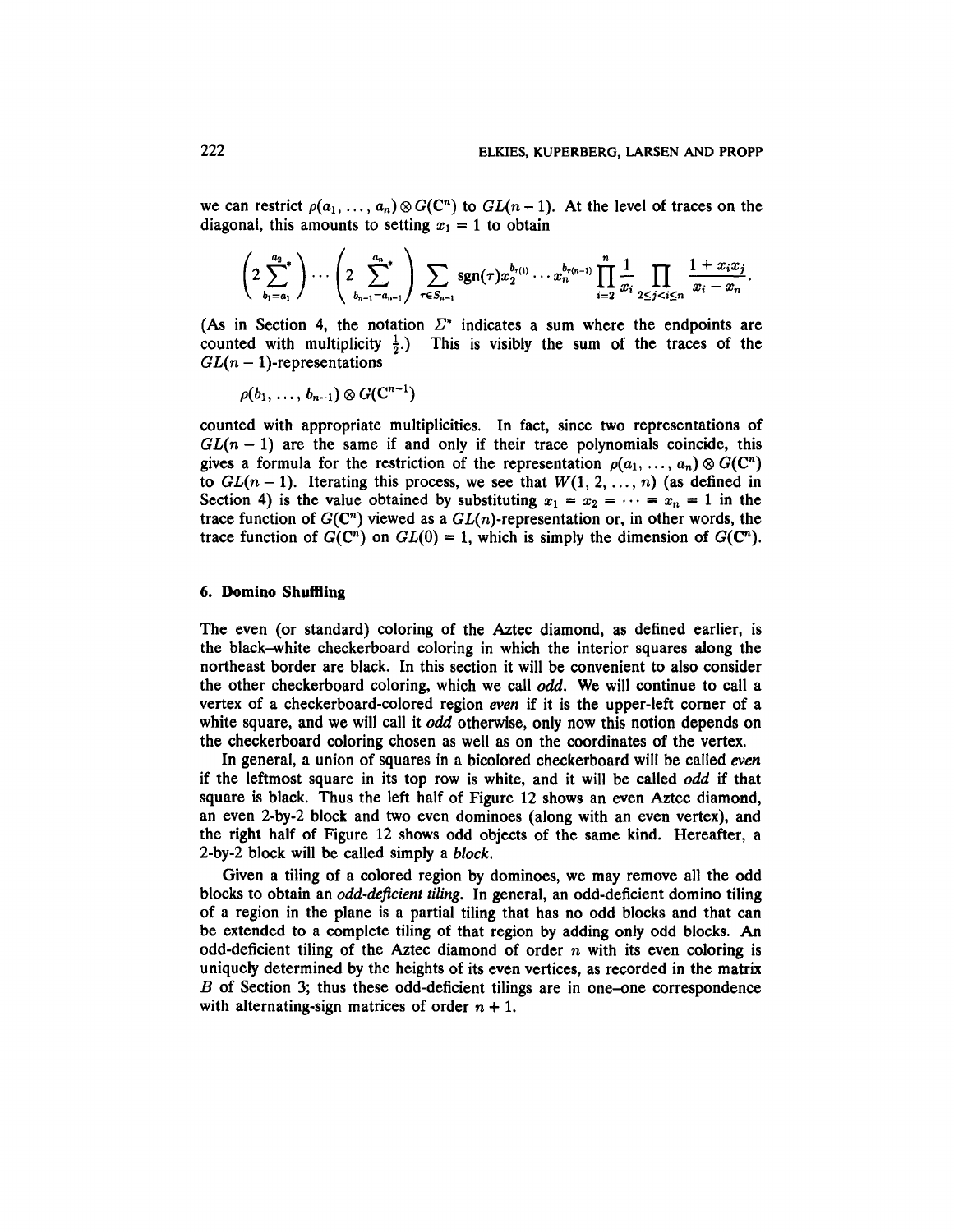we can restrict $\rho(a_1, \ldots, a_n) \otimes G(\mathbf{C}^n)$ to $GL(n-1)$. At the level of traces on the diagonal, this amounts to setting $x_1 = 1$ to obtain

$$\left(2\sum_{b_1=a_1}^{a_2}{}^{*}\right)\cdots\left(2\sum_{b_{n-1}=a_{n-1}}^{a_n}{}^{*}\right)\sum_{\tau\in S_{n-1}}\operatorname{sgn}(\tau)x_2^{b_{\tau(1)}}\cdots x_n^{b_{\tau(n-1)}}\prod_{i=2}^{n}\frac{1}{x_i}\prod_{2\le j<i\le n}\frac{1+x_ix_j}{x_i-x_n}.$$

(As in Section 4, the notation $\Sigma^*$ indicates a sum where the endpoints are counted with multiplicity $\frac{1}{2}$.) This is visibly the sum of the traces of the $GL(n-1)$-representations

$$\rho(b_1, \ldots, b_{n-1}) \otimes G(\mathbf{C}^{n-1})$$

counted with appropriate multiplicities. In fact, since two representations of $GL(n-1)$ are the same if and only if their trace polynomials coincide, this gives a formula for the restriction of the representation $\rho(a_1, \ldots, a_n) \otimes G(\mathbf{C}^n)$ to $GL(n-1)$. Iterating this process, we see that $W(1, 2, \ldots, n)$ (as defined in Section 4) is the value obtained by substituting $x_1 = x_2 = \cdots = x_n = 1$ in the trace function of $G(\mathbf{C}^n)$ viewed as a $GL(n)$-representation or, in other words, the trace function of $G(\mathbf{C}^n)$ on $GL(0) = 1$, which is simply the dimension of $G(\mathbf{C}^n)$.

## 6. Domino Shuffling

The even (or standard) coloring of the Aztec diamond, as defined earlier, is the black–white checkerboard coloring in which the interior squares along the northeast border are black. In this section it will be convenient to also consider the other checkerboard coloring, which we call *odd*. We will continue to call a vertex of a checkerboard-colored region *even* if it is the upper-left corner of a white square, and we will call it *odd* otherwise, only now this notion depends on the checkerboard coloring chosen as well as on the coordinates of the vertex.

In general, a union of squares in a bicolored checkerboard will be called *even* if the leftmost square in its top row is white, and it will be called *odd* if that square is black. Thus the left half of Figure 12 shows an even Aztec diamond, an even 2-by-2 block and two even dominoes (along with an even vertex), and the right half of Figure 12 shows odd objects of the same kind. Hereafter, a 2-by-2 block will be called simply a *block*.

Given a tiling of a colored region by dominoes, we may remove all the odd blocks to obtain an *odd-deficient tiling*. In general, an odd-deficient domino tiling of a region in the plane is a partial tiling that has no odd blocks and that can be extended to a complete tiling of that region by adding only odd blocks. An odd-deficient tiling of the Aztec diamond of order $n$ with its even coloring is uniquely determined by the heights of its even vertices, as recorded in the matrix $B$ of Section 3; thus these odd-deficient tilings are in one–one correspondence with alternating-sign matrices of order $n + 1$.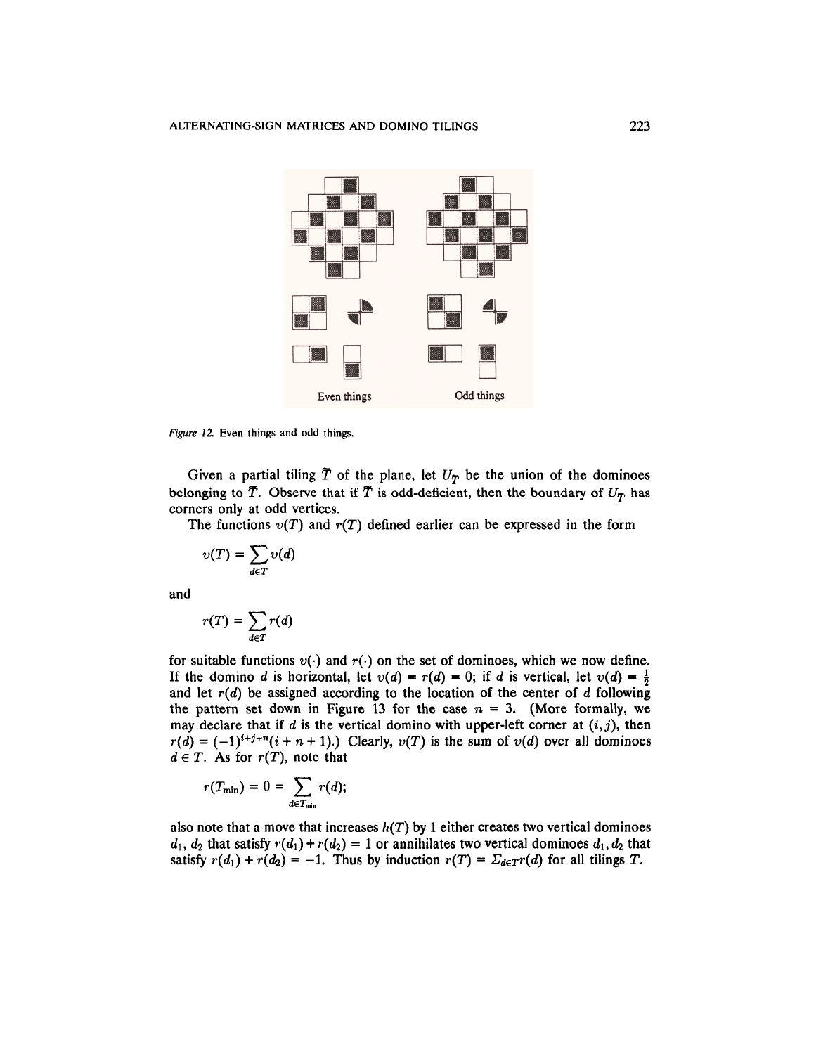Even things

Odd things

*Figure 12.* Even things and odd things.

Given a partial tiling $\tilde{T}$ of the plane, let $U_{\tilde{T}}$ be the union of the dominoes belonging to $\tilde{T}$. Observe that if $\tilde{T}$ is odd-deficient, then the boundary of $U_{\tilde{T}}$ has corners only at odd vertices.

The functions $v(T)$ and $r(T)$ defined earlier can be expressed in the form

$$v(T) = \sum_{d \in T} v(d)$$

and

$$r(T) = \sum_{d \in T} r(d)$$

for suitable functions $v(\cdot)$ and $r(\cdot)$ on the set of dominoes, which we now define. If the domino $d$ is horizontal, let $v(d) = r(d) = 0$; if $d$ is vertical, let $v(d) = \frac{1}{2}$ and let $r(d)$ be assigned according to the location of the center of $d$ following the pattern set down in Figure 13 for the case $n = 3$. (More formally, we may declare that if $d$ is the vertical domino with upper-left corner at $(i, j)$, then $r(d) = (-1)^{i+j+n}(i + n + 1)$.) Clearly, $v(T)$ is the sum of $v(d)$ over all dominoes $d \in T$. As for $r(T)$, note that

$$r(T_{\min}) = 0 = \sum_{d \in T_{\min}} r(d);$$

also note that a move that increases $h(T)$ by 1 either creates two vertical dominoes $d_1, d_2$ that satisfy $r(d_1) + r(d_2) = 1$ or annihilates two vertical dominoes $d_1, d_2$ that satisfy $r(d_1) + r(d_2) = -1$. Thus by induction $r(T) = \Sigma_{d \in T} r(d)$ for all tilings $T$.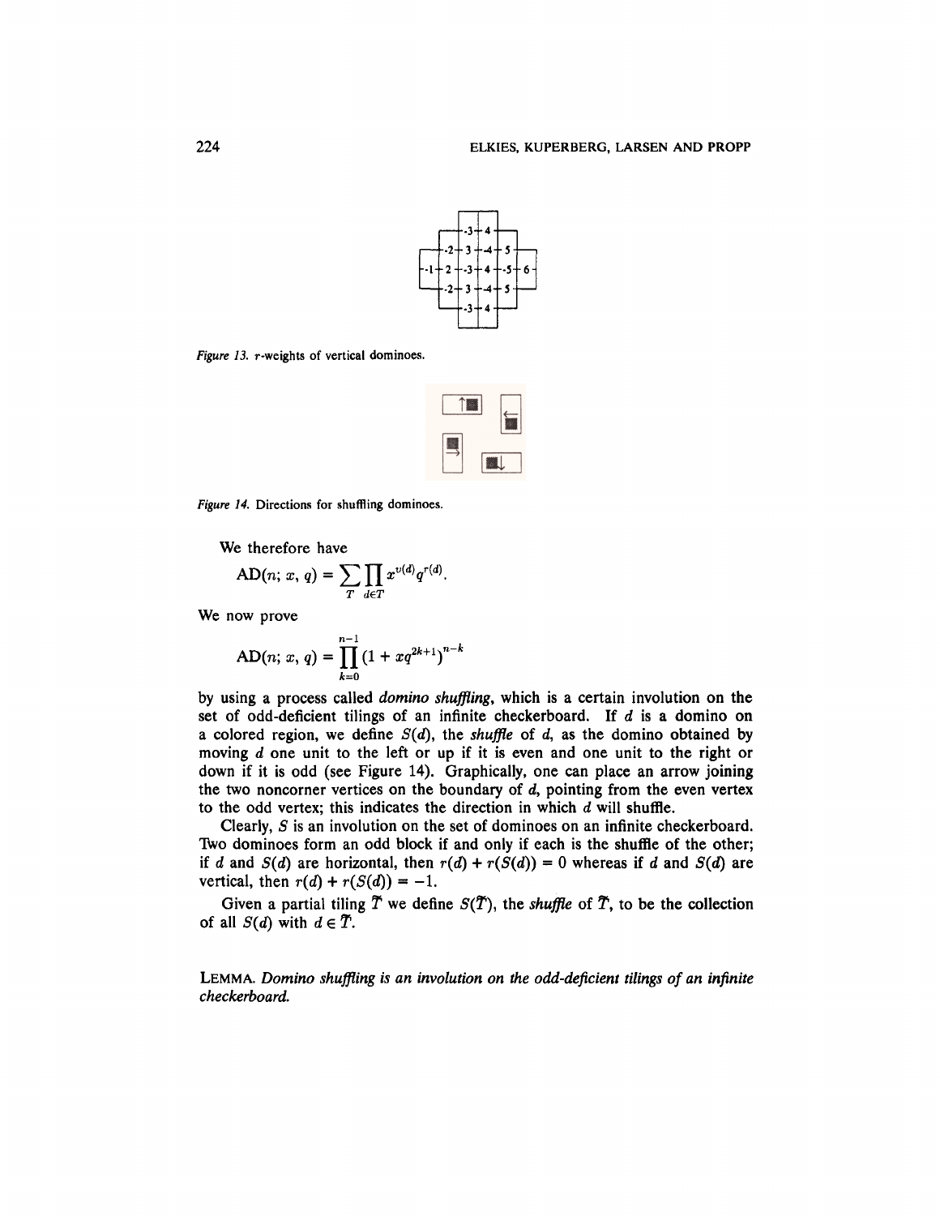*Figure 13.* $r$-weights of vertical dominoes.

*Figure 14.* Directions for shuffling dominoes.

We therefore have

$$\mathrm{AD}(n;\,x,\,q) = \sum_{T} \prod_{d \in T} x^{v(d)} q^{r(d)}.$$

We now prove

$$\mathrm{AD}(n;\,x,\,q) = \prod_{k=0}^{n-1} (1 + xq^{2k+1})^{n-k}$$

by using a process called *domino shuffling*, which is a certain involution on the set of odd-deficient tilings of an infinite checkerboard. If $d$ is a domino on a colored region, we define $S(d)$, the *shuffle* of $d$, as the domino obtained by moving $d$ one unit to the left or up if it is even and one unit to the right or down if it is odd (see Figure 14). Graphically, one can place an arrow joining the two noncorner vertices on the boundary of $d$, pointing from the even vertex to the odd vertex; this indicates the direction in which $d$ will shuffle.

Clearly, $S$ is an involution on the set of dominoes on an infinite checkerboard. Two dominoes form an odd block if and only if each is the shuffle of the other; if $d$ and $S(d)$ are horizontal, then $r(d) + r(S(d)) = 0$ whereas if $d$ and $S(d)$ are vertical, then $r(d) + r(S(d)) = -1$.

Given a partial tiling $\tilde{T}$ we define $S(\tilde{T})$, the *shuffle* of $\tilde{T}$, to be the collection of all $S(d)$ with $d \in \tilde{T}$.

**Lemma.** *Domino shuffling is an involution on the odd-deficient tilings of an infinite checkerboard.*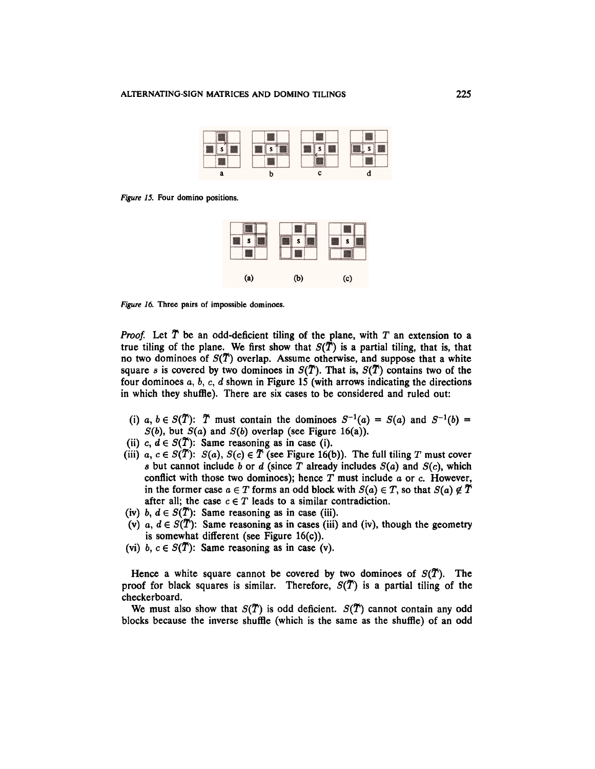Figure 15. Four domino positions.

Figure 16. Three pairs of impossible dominoes.

*Proof.* Let $\tilde{T}$ be an odd-deficient tiling of the plane, with $T$ an extension to a true tiling of the plane. We first show that $S(\tilde{T})$ is a partial tiling, that is, that no two dominoes of $S(\tilde{T})$ overlap. Assume otherwise, and suppose that a white square $s$ is covered by two dominoes in $S(\tilde{T})$. That is, $S(\tilde{T})$ contains two of the four dominoes $a$, $b$, $c$, $d$ shown in Figure 15 (with arrows indicating the directions in which they shuffle). There are six cases to be considered and ruled out:

- (i) $a, b \in S(\tilde{T})$: $\tilde{T}$ must contain the dominoes $S^{-1}(a) = S(a)$ and $S^{-1}(b) = S(b)$, but $S(a)$ and $S(b)$ overlap (see Figure 16(a)).
- (ii) $c, d \in S(\tilde{T})$: Same reasoning as in case (i).
- (iii) $a, c \in S(\tilde{T})$: $S(a), S(c) \in \tilde{T}$ (see Figure 16(b)). The full tiling $T$ must cover $s$ but cannot include $b$ or $d$ (since $T$ already includes $S(a)$ and $S(c)$, which conflict with those two dominoes); hence $T$ must include $a$ or $c$. However, in the former case $a \in T$ forms an odd block with $S(a) \in T$, so that $S(a) \notin \tilde{T}$ after all; the case $c \in T$ leads to a similar contradiction.
- (iv) $b, d \in S(\tilde{T})$: Same reasoning as in case (iii).
- (v) $a, d \in S(\tilde{T})$: Same reasoning as in cases (iii) and (iv), though the geometry is somewhat different (see Figure 16(c)).
- (vi) $b, c \in S(\tilde{T})$: Same reasoning as in case (v).

Hence a white square cannot be covered by two dominoes of $S(\tilde{T})$. The proof for black squares is similar. Therefore, $S(\tilde{T})$ is a partial tiling of the checkerboard.

We must also show that $S(\tilde{T})$ is odd deficient. $S(\tilde{T})$ cannot contain any odd blocks because the inverse shuffle (which is the same as the shuffle) of an odd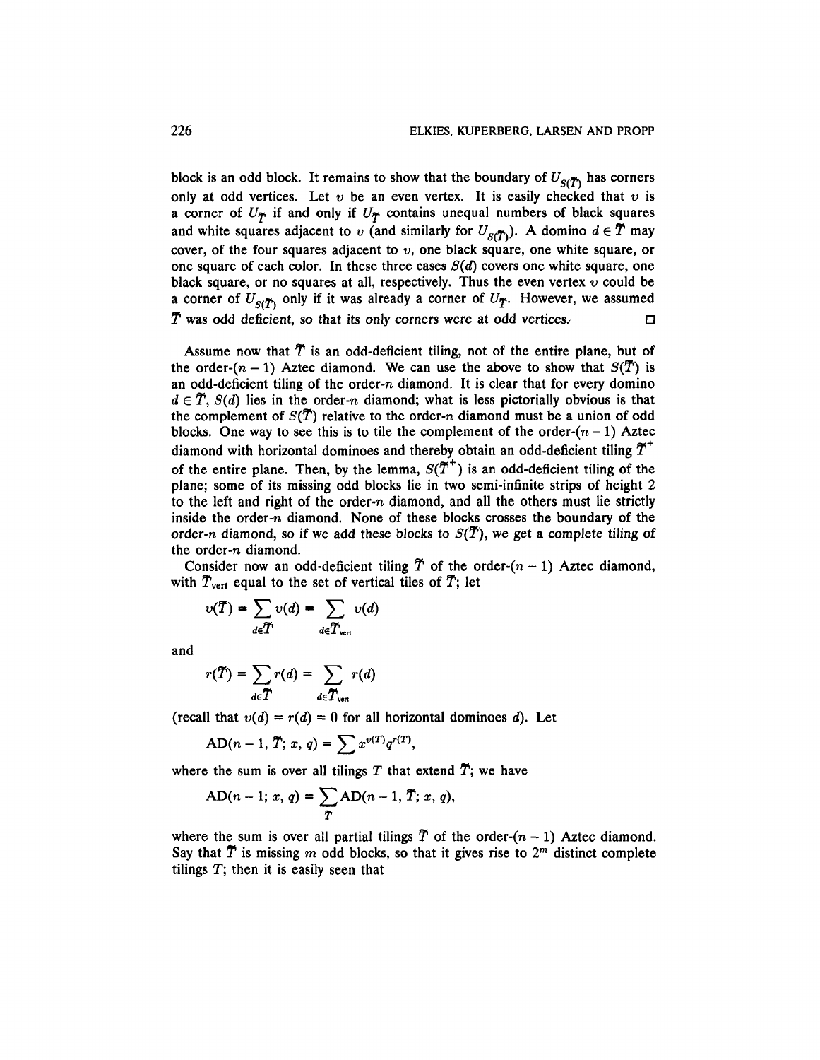block is an odd block. It remains to show that the boundary of $U_{S(\tilde{T})}$ has corners only at odd vertices. Let $v$ be an even vertex. It is easily checked that $v$ is a corner of $U_{\tilde{T}}$ if and only if $U_{\tilde{T}}$ contains unequal numbers of black squares and white squares adjacent to $v$ (and similarly for $U_{S(\tilde{T})}$). A domino $d \in \tilde{T}$ may cover, of the four squares adjacent to $v$, one black square, one white square, or one square of each color. In these three cases $S(d)$ covers one white square, one black square, or no squares at all, respectively. Thus the even vertex $v$ could be a corner of $U_{S(\tilde{T})}$ only if it was already a corner of $U_{\tilde{T}}$. However, we assumed $\tilde{T}$ was odd deficient, so that its only corners were at odd vertices. □

Assume now that $\tilde{T}$ is an odd-deficient tiling, not of the entire plane, but of the order-$(n-1)$ Aztec diamond. We can use the above to show that $S(\tilde{T})$ is an odd-deficient tiling of the order-$n$ diamond. It is clear that for every domino $d \in \tilde{T}$, $S(d)$ lies in the order-$n$ diamond; what is less pictorially obvious is that the complement of $S(\tilde{T})$ relative to the order-$n$ diamond must be a union of odd blocks. One way to see this is to tile the complement of the order-$(n-1)$ Aztec diamond with horizontal dominoes and thereby obtain an odd-deficient tiling $\tilde{T}^+$ of the entire plane. Then, by the lemma, $S(\tilde{T}^+)$ is an odd-deficient tiling of the plane; some of its missing odd blocks lie in two semi-infinite strips of height 2 to the left and right of the order-$n$ diamond, and all the others must lie strictly inside the order-$n$ diamond. None of these blocks crosses the boundary of the order-$n$ diamond, so if we add these blocks to $S(\tilde{T})$, we get a complete tiling of the order-$n$ diamond.

Consider now an odd-deficient tiling $\tilde{T}$ of the order-$(n-1)$ Aztec diamond, with $\tilde{T}_{\text{vert}}$ equal to the set of vertical tiles of $\tilde{T}$; let

$$v(\tilde{T}) = \sum_{d \in \tilde{T}} v(d) = \sum_{d \in \tilde{T}_{\text{vert}}} v(d)$$

and

$$r(\tilde{T}) = \sum_{d \in \tilde{T}} r(d) = \sum_{d \in \tilde{T}_{\text{vert}}} r(d)$$

(recall that $v(d) = r(d) = 0$ for all horizontal dominoes $d$). Let

$$\mathrm{AD}(n-1, \tilde{T}; x, q) = \sum x^{v(T)} q^{r(T)},$$

where the sum is over all tilings $T$ that extend $\tilde{T}$; we have

$$\mathrm{AD}(n-1; x, q) = \sum_{\tilde{T}} \mathrm{AD}(n-1, \tilde{T}; x, q),$$

where the sum is over all partial tilings $\tilde{T}$ of the order-$(n-1)$ Aztec diamond. Say that $\tilde{T}$ is missing $m$ odd blocks, so that it gives rise to $2^m$ distinct complete tilings $T$; then it is easily seen that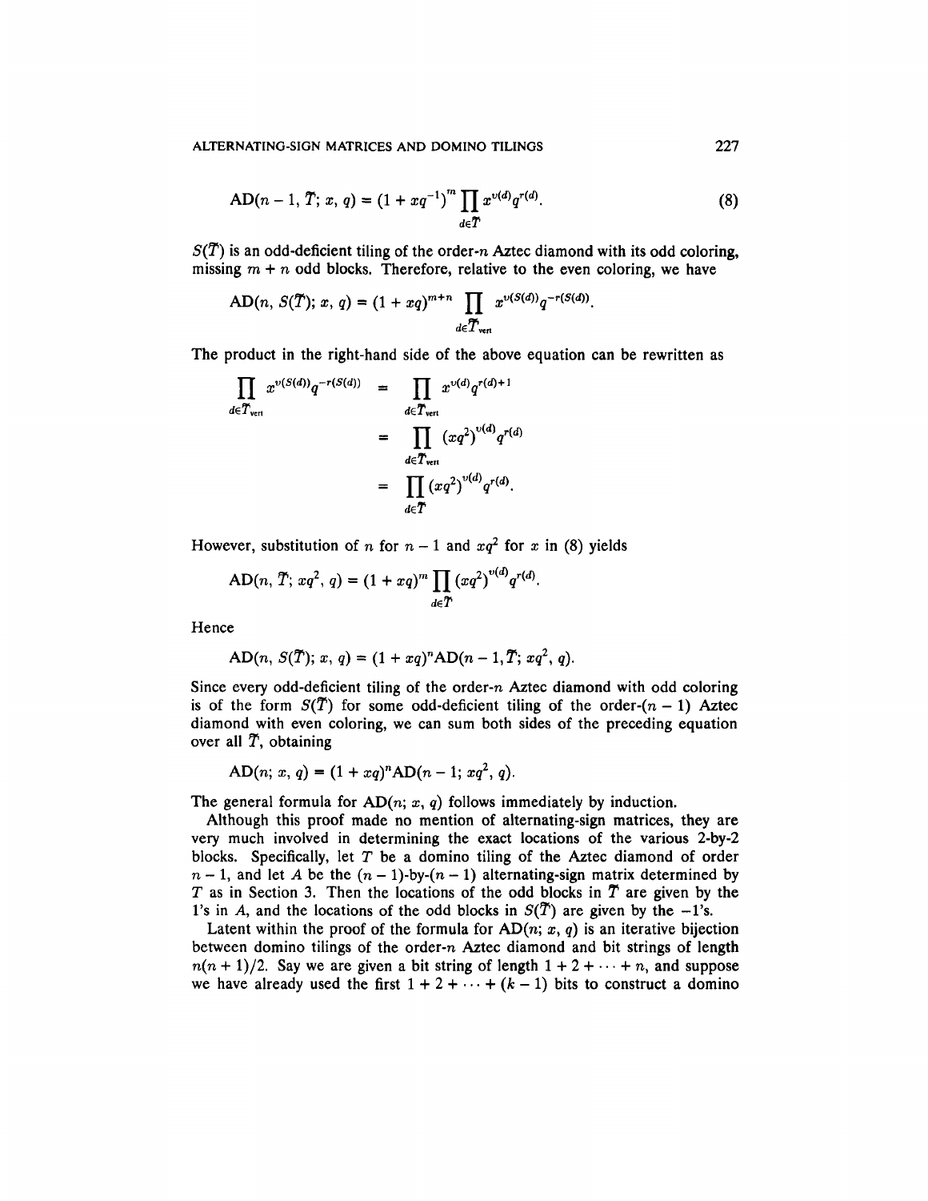$$\mathrm{AD}(n-1, \tilde{T}; x, q) = (1 + xq^{-1})^m \prod_{d \in \tilde{T}} x^{v(d)} q^{r(d)}. \tag{8}$$

$S(\tilde{T})$ is an odd-deficient tiling of the order-$n$ Aztec diamond with its odd coloring, missing $m + n$ odd blocks. Therefore, relative to the even coloring, we have

$$\mathrm{AD}(n, S(\tilde{T}); x, q) = (1 + xq)^{m+n} \prod_{d \in \tilde{T}_{\text{vert}}} x^{v(S(d))} q^{-r(S(d))}.$$

The product in the right-hand side of the above equation can be rewritten as

$$\begin{aligned}
\prod_{d \in \tilde{T}_{\text{vert}}} x^{v(S(d))} q^{-r(S(d))} &= \prod_{d \in \tilde{T}_{\text{vert}}} x^{v(d)} q^{r(d)+1} \\
&= \prod_{d \in \tilde{T}_{\text{vert}}} (xq^2)^{v(d)} q^{r(d)} \\
&= \prod_{d \in \tilde{T}} (xq^2)^{v(d)} q^{r(d)}.
\end{aligned}$$

However, substitution of $n$ for $n - 1$ and $xq^2$ for $x$ in (8) yields

$$\mathrm{AD}(n, \tilde{T}; xq^2, q) = (1 + xq)^m \prod_{d \in \tilde{T}} (xq^2)^{v(d)} q^{r(d)}.$$

Hence

$$\mathrm{AD}(n, S(\tilde{T}); x, q) = (1 + xq)^n \mathrm{AD}(n - 1, \tilde{T}; xq^2, q).$$

Since every odd-deficient tiling of the order-$n$ Aztec diamond with odd coloring is of the form $S(\tilde{T})$ for some odd-deficient tiling of the order-$(n - 1)$ Aztec diamond with even coloring, we can sum both sides of the preceding equation over all $\tilde{T}$, obtaining

$$\mathrm{AD}(n; x, q) = (1 + xq)^n \mathrm{AD}(n - 1; xq^2, q).$$

The general formula for $\mathrm{AD}(n; x, q)$ follows immediately by induction.

Although this proof made no mention of alternating-sign matrices, they are very much involved in determining the exact locations of the various 2-by-2 blocks. Specifically, let $T$ be a domino tiling of the Aztec diamond of order $n - 1$, and let $A$ be the $(n - 1)$-by-$(n - 1)$ alternating-sign matrix determined by $T$ as in Section 3. Then the locations of the odd blocks in $\tilde{T}$ are given by the 1's in $A$, and the locations of the odd blocks in $S(\tilde{T})$ are given by the $-1$'s.

Latent within the proof of the formula for $\mathrm{AD}(n; x, q)$ is an iterative bijection between domino tilings of the order-$n$ Aztec diamond and bit strings of length $n(n + 1)/2$. Say we are given a bit string of length $1 + 2 + \cdots + n$, and suppose we have already used the first $1 + 2 + \cdots + (k - 1)$ bits to construct a domino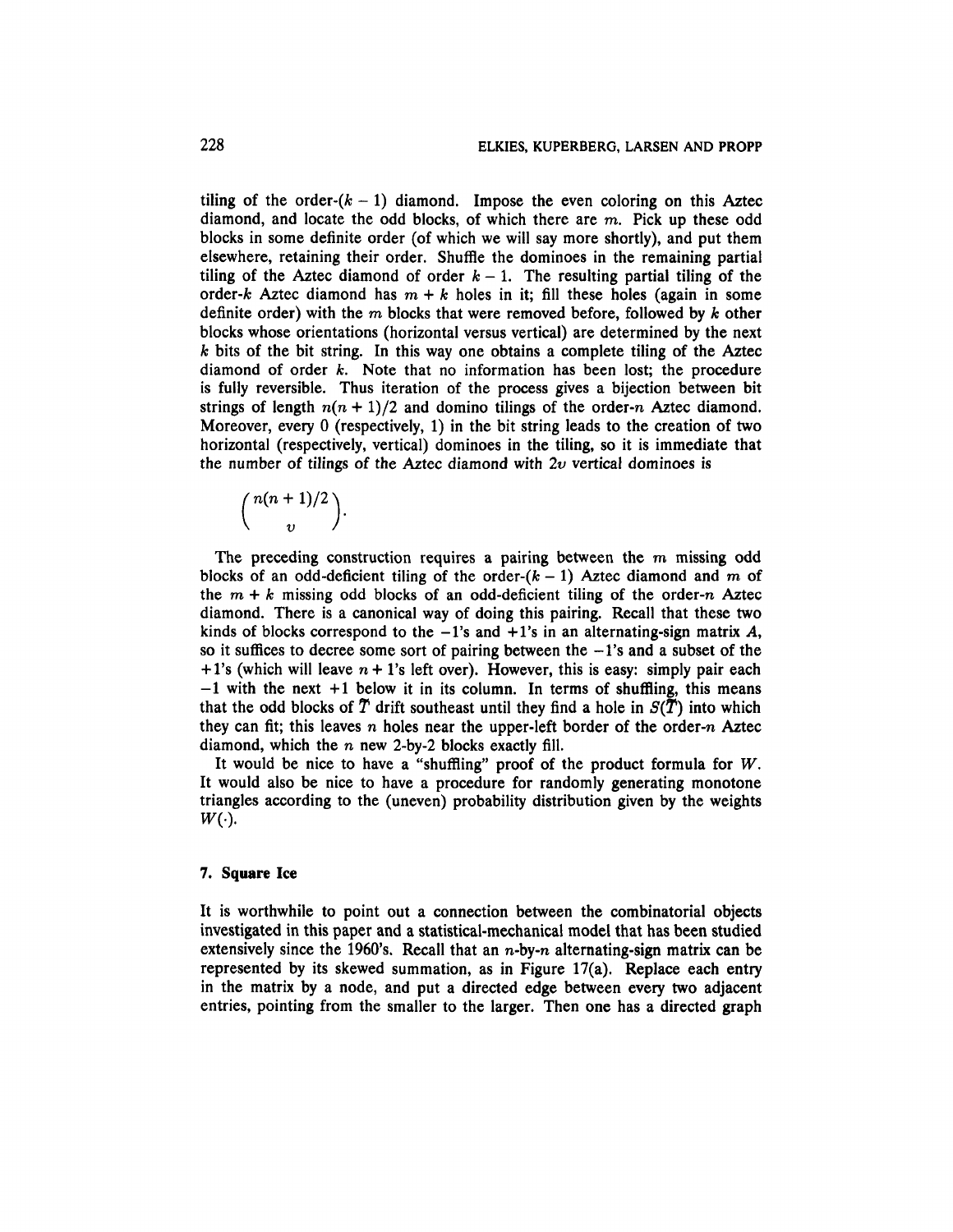tiling of the order-$(k-1)$ diamond. Impose the even coloring on this Aztec diamond, and locate the odd blocks, of which there are $m$. Pick up these odd blocks in some definite order (of which we will say more shortly), and put them elsewhere, retaining their order. Shuffle the dominoes in the remaining partial tiling of the Aztec diamond of order $k-1$. The resulting partial tiling of the order-$k$ Aztec diamond has $m+k$ holes in it; fill these holes (again in some definite order) with the $m$ blocks that were removed before, followed by $k$ other blocks whose orientations (horizontal versus vertical) are determined by the next $k$ bits of the bit string. In this way one obtains a complete tiling of the Aztec diamond of order $k$. Note that no information has been lost; the procedure is fully reversible. Thus iteration of the process gives a bijection between bit strings of length $n(n+1)/2$ and domino tilings of the order-$n$ Aztec diamond. Moreover, every 0 (respectively, 1) in the bit string leads to the creation of two horizontal (respectively, vertical) dominoes in the tiling, so it is immediate that the number of tilings of the Aztec diamond with $2v$ vertical dominoes is

$$\binom{n(n+1)/2}{v}.$$

The preceding construction requires a pairing between the $m$ missing odd blocks of an odd-deficient tiling of the order-$(k-1)$ Aztec diamond and $m$ of the $m+k$ missing odd blocks of an odd-deficient tiling of the order-$n$ Aztec diamond. There is a canonical way of doing this pairing. Recall that these two kinds of blocks correspond to the $-1$'s and $+1$'s in an alternating-sign matrix $A$, so it suffices to decree some sort of pairing between the $-1$'s and a subset of the $+1$'s (which will leave $n+1$'s left over). However, this is easy: simply pair each $-1$ with the next $+1$ below it in its column. In terms of shuffling, this means that the odd blocks of $\tilde{T}$ drift southeast until they find a hole in $S(\tilde{T})$ into which they can fit; this leaves $n$ holes near the upper-left border of the order-$n$ Aztec diamond, which the $n$ new 2-by-2 blocks exactly fill.

It would be nice to have a "shuffling" proof of the product formula for $W$. It would also be nice to have a procedure for randomly generating monotone triangles according to the (uneven) probability distribution given by the weights $W(\cdot)$.

## 7. Square Ice

It is worthwhile to point out a connection between the combinatorial objects investigated in this paper and a statistical-mechanical model that has been studied extensively since the 1960's. Recall that an $n$-by-$n$ alternating-sign matrix can be represented by its skewed summation, as in Figure 17(a). Replace each entry in the matrix by a node, and put a directed edge between every two adjacent entries, pointing from the smaller to the larger. Then one has a directed graph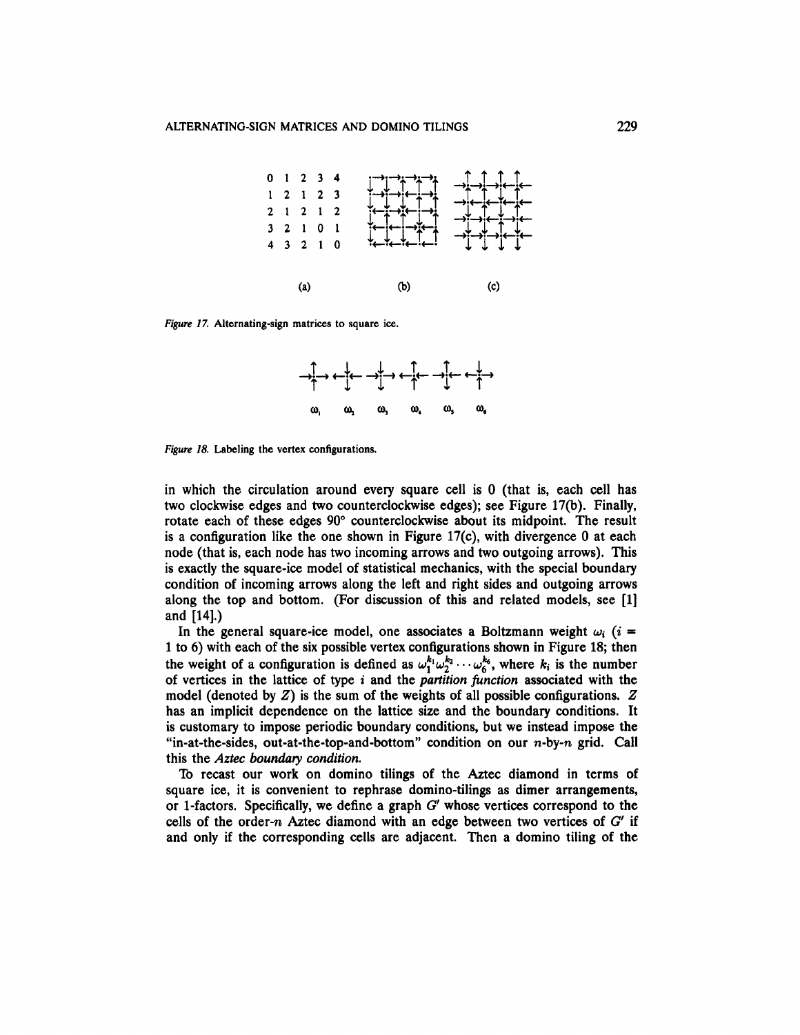| 0 | 1 | 2 | 3 | 4 |
|---|---|---|---|---|
| 1 | 2 | 1 | 2 | 3 |
| 2 | 1 | 2 | 1 | 2 |
| 3 | 2 | 1 | 0 | 1 |
| 4 | 3 | 2 | 1 | 0 |

(a) (b) (c)

*Figure 17.* Alternating-sign matrices to square ice.

$\omega_1$ $\omega_2$ $\omega_3$ $\omega_4$ $\omega_5$ $\omega_6$

*Figure 18.* Labeling the vertex configurations.

in which the circulation around every square cell is 0 (that is, each cell has two clockwise edges and two counterclockwise edges); see Figure 17(b). Finally, rotate each of these edges 90° counterclockwise about its midpoint. The result is a configuration like the one shown in Figure 17(c), with divergence 0 at each node (that is, each node has two incoming arrows and two outgoing arrows). This is exactly the square-ice model of statistical mechanics, with the special boundary condition of incoming arrows along the left and right sides and outgoing arrows along the top and bottom. (For discussion of this and related models, see [1] and [14].)

In the general square-ice model, one associates a Boltzmann weight $\omega_i$ ($i =$ 1 to 6) with each of the six possible vertex configurations shown in Figure 18; then the weight of a configuration is defined as $\omega_1^{k_1}\omega_2^{k_2}\cdots\omega_6^{k_6}$, where $k_i$ is the number of vertices in the lattice of type $i$ and the *partition function* associated with the model (denoted by $Z$) is the sum of the weights of all possible configurations. $Z$ has an implicit dependence on the lattice size and the boundary conditions. It is customary to impose periodic boundary conditions, but we instead impose the "in-at-the-sides, out-at-the-top-and-bottom" condition on our $n$-by-$n$ grid. Call this the *Aztec boundary condition.*

To recast our work on domino tilings of the Aztec diamond in terms of square ice, it is convenient to rephrase domino-tilings as dimer arrangements, or 1-factors. Specifically, we define a graph $G'$ whose vertices correspond to the cells of the order-$n$ Aztec diamond with an edge between two vertices of $G'$ if and only if the corresponding cells are adjacent. Then a domino tiling of the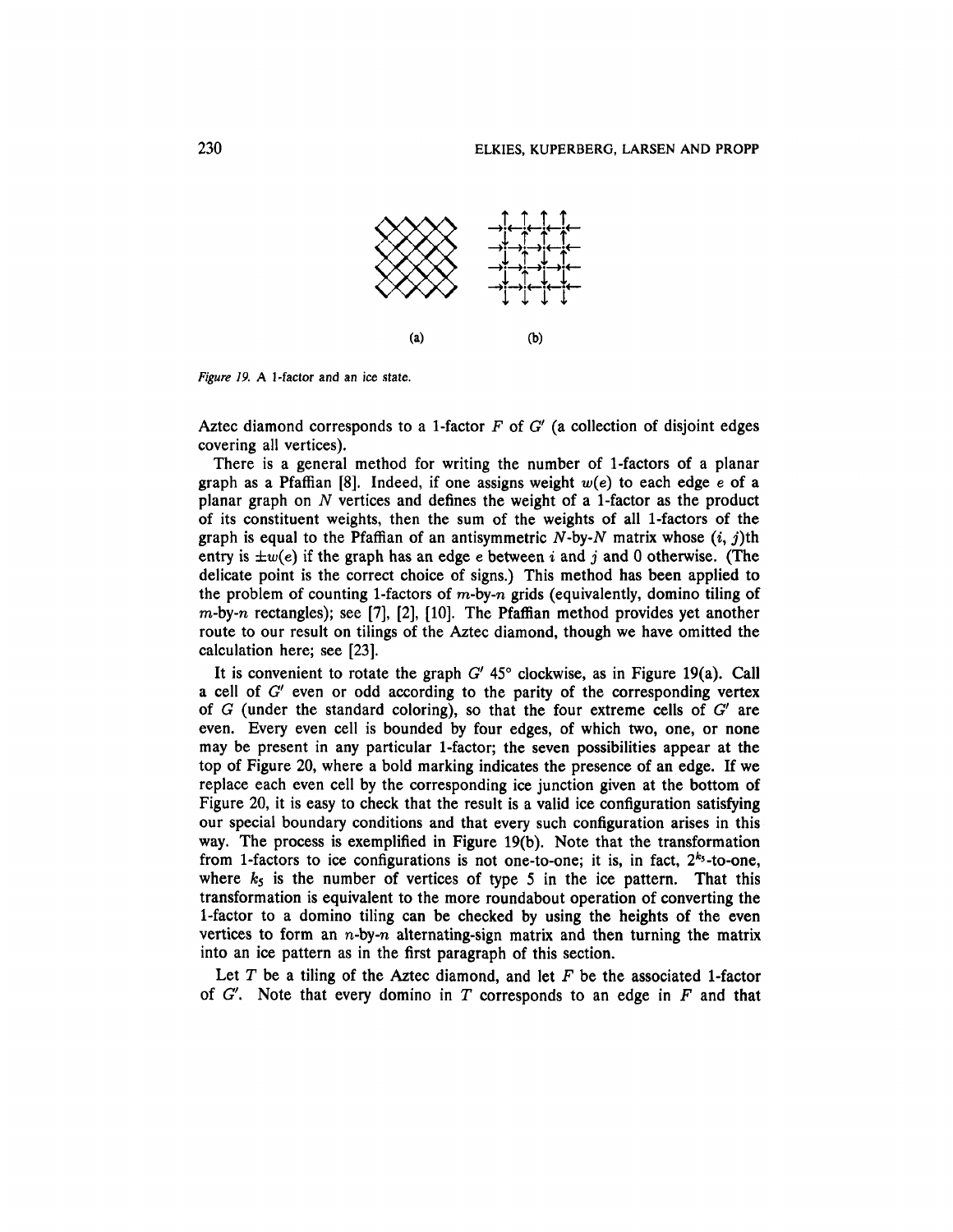(a) (b)

*Figure 19.* A 1-factor and an ice state.

Aztec diamond corresponds to a 1-factor $F$ of $G'$ (a collection of disjoint edges covering all vertices).

There is a general method for writing the number of 1-factors of a planar graph as a Pfaffian [8]. Indeed, if one assigns weight $w(e)$ to each edge $e$ of a planar graph on $N$ vertices and defines the weight of a 1-factor as the product of its constituent weights, then the sum of the weights of all 1-factors of the graph is equal to the Pfaffian of an antisymmetric $N$-by-$N$ matrix whose $(i, j)$th entry is $\pm w(e)$ if the graph has an edge $e$ between $i$ and $j$ and 0 otherwise. (The delicate point is the correct choice of signs.) This method has been applied to the problem of counting 1-factors of $m$-by-$n$ grids (equivalently, domino tiling of $m$-by-$n$ rectangles); see [7], [2], [10]. The Pfaffian method provides yet another route to our result on tilings of the Aztec diamond, though we have omitted the calculation here; see [23].

It is convenient to rotate the graph $G'$ 45° clockwise, as in Figure 19(a). Call a cell of $G'$ even or odd according to the parity of the corresponding vertex of $G$ (under the standard coloring), so that the four extreme cells of $G'$ are even. Every even cell is bounded by four edges, of which two, one, or none may be present in any particular 1-factor; the seven possibilities appear at the top of Figure 20, where a bold marking indicates the presence of an edge. If we replace each even cell by the corresponding ice junction given at the bottom of Figure 20, it is easy to check that the result is a valid ice configuration satisfying our special boundary conditions and that every such configuration arises in this way. The process is exemplified in Figure 19(b). Note that the transformation from 1-factors to ice configurations is not one-to-one; it is, in fact, $2^{k_5}$-to-one, where $k_5$ is the number of vertices of type 5 in the ice pattern. That this transformation is equivalent to the more roundabout operation of converting the 1-factor to a domino tiling can be checked by using the heights of the even vertices to form an $n$-by-$n$ alternating-sign matrix and then turning the matrix into an ice pattern as in the first paragraph of this section.

Let $T$ be a tiling of the Aztec diamond, and let $F$ be the associated 1-factor of $G'$. Note that every domino in $T$ corresponds to an edge in $F$ and that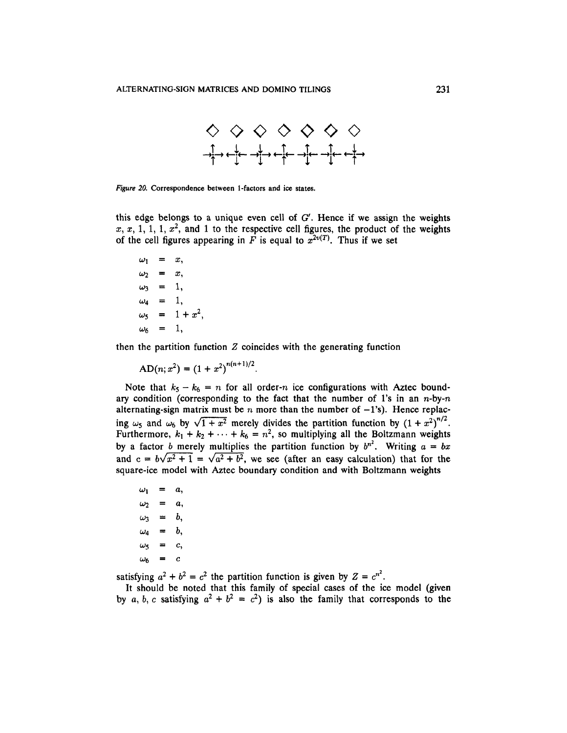Figure 20. Correspondence between 1-factors and ice states.

this edge belongs to a unique even cell of $G'$. Hence if we assign the weights $x$, $x$, 1, 1, 1, $x^2$, and 1 to the respective cell figures, the product of the weights of the cell figures appearing in $F$ is equal to $x^{2v(T)}$. Thus if we set

$$
\begin{aligned}
\omega_1 &= x, \\
\omega_2 &= x, \\
\omega_3 &= 1, \\
\omega_4 &= 1, \\
\omega_5 &= 1 + x^2, \\
\omega_6 &= 1,
\end{aligned}
$$

then the partition function $Z$ coincides with the generating function

$$\mathrm{AD}(n; x^2) = (1 + x^2)^{n(n+1)/2}.$$

Note that $k_5 - k_6 = n$ for all order-$n$ ice configurations with Aztec boundary condition (corresponding to the fact that the number of 1's in an $n$-by-$n$ alternating-sign matrix must be $n$ more than the number of $-1$'s). Hence replacing $\omega_5$ and $\omega_6$ by $\sqrt{1+x^2}$ merely divides the partition function by $(1+x^2)^{n/2}$. Furthermore, $k_1 + k_2 + \cdots + k_6 = n^2$, so multiplying all the Boltzmann weights by a factor $b$ merely multiplies the partition function by $b^{n^2}$. Writing $a = bx$ and $c = b\sqrt{x^2+1} = \sqrt{a^2+b^2}$, we see (after an easy calculation) that for the square-ice model with Aztec boundary condition and with Boltzmann weights

$$
\begin{aligned}
\omega_1 &= a, \\
\omega_2 &= a, \\
\omega_3 &= b, \\
\omega_4 &= b, \\
\omega_5 &= c, \\
\omega_6 &= c
\end{aligned}
$$

satisfying $a^2 + b^2 = c^2$ the partition function is given by $Z = c^{n^2}$.

It should be noted that this family of special cases of the ice model (given by $a$, $b$, $c$ satisfying $a^2 + b^2 = c^2$) is also the family that corresponds to the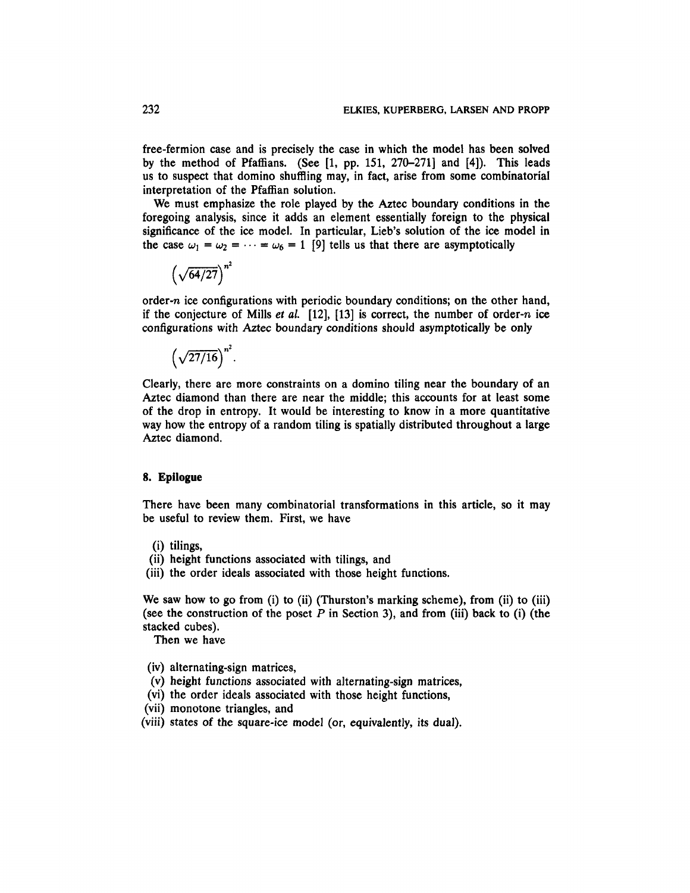free-fermion case and is precisely the case in which the model has been solved by the method of Pfaffians. (See [1, pp. 151, 270–271] and [4]). This leads us to suspect that domino shuffling may, in fact, arise from some combinatorial interpretation of the Pfaffian solution.

We must emphasize the role played by the Aztec boundary conditions in the foregoing analysis, since it adds an element essentially foreign to the physical significance of the ice model. In particular, Lieb's solution of the ice model in the case $\omega_1 = \omega_2 = \cdots = \omega_6 = 1$ [9] tells us that there are asymptotically

$$\left(\sqrt{64/27}\right)^{n^2}$$

order-$n$ ice configurations with periodic boundary conditions; on the other hand, if the conjecture of Mills *et al.* [12], [13] is correct, the number of order-$n$ ice configurations with Aztec boundary conditions should asymptotically be only

$$\left(\sqrt{27/16}\right)^{n^2}.$$

Clearly, there are more constraints on a domino tiling near the boundary of an Aztec diamond than there are near the middle; this accounts for at least some of the drop in entropy. It would be interesting to know in a more quantitative way how the entropy of a random tiling is spatially distributed throughout a large Aztec diamond.

## 8. Epilogue

There have been many combinatorial transformations in this article, so it may be useful to review them. First, we have

(i) tilings,
(ii) height functions associated with tilings, and
(iii) the order ideals associated with those height functions.

We saw how to go from (i) to (ii) (Thurston's marking scheme), from (ii) to (iii) (see the construction of the poset $P$ in Section 3), and from (iii) back to (i) (the stacked cubes).

Then we have

(iv) alternating-sign matrices,
(v) height functions associated with alternating-sign matrices,
(vi) the order ideals associated with those height functions,
(vii) monotone triangles, and
(viii) states of the square-ice model (or, equivalently, its dual).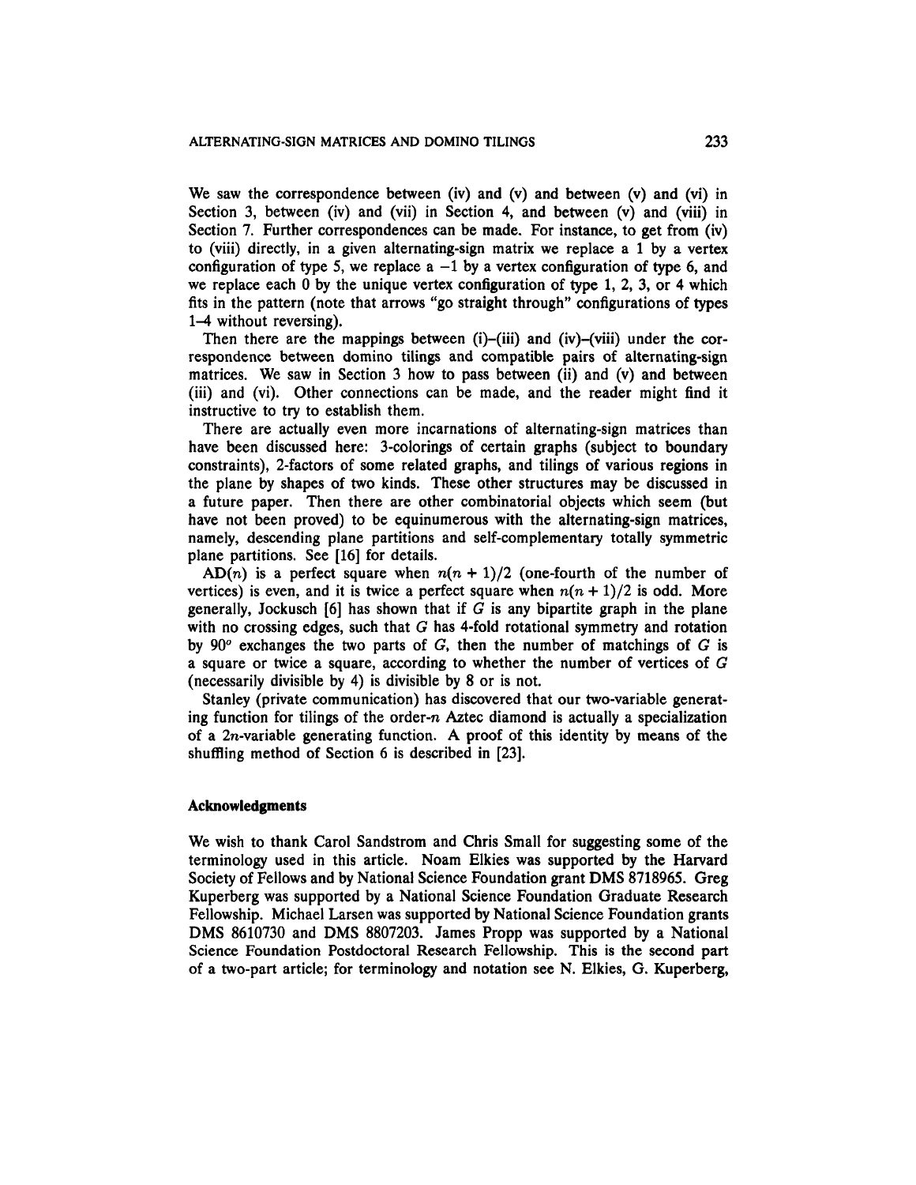We saw the correspondence between (iv) and (v) and between (v) and (vi) in Section 3, between (iv) and (vii) in Section 4, and between (v) and (viii) in Section 7. Further correspondences can be made. For instance, to get from (iv) to (viii) directly, in a given alternating-sign matrix we replace a 1 by a vertex configuration of type 5, we replace a $-1$ by a vertex configuration of type 6, and we replace each 0 by the unique vertex configuration of type 1, 2, 3, or 4 which fits in the pattern (note that arrows "go straight through" configurations of types 1–4 without reversing).

Then there are the mappings between (i)–(iii) and (iv)–(viii) under the correspondence between domino tilings and compatible pairs of alternating-sign matrices. We saw in Section 3 how to pass between (ii) and (v) and between (iii) and (vi). Other connections can be made, and the reader might find it instructive to try to establish them.

There are actually even more incarnations of alternating-sign matrices than have been discussed here: 3-colorings of certain graphs (subject to boundary constraints), 2-factors of some related graphs, and tilings of various regions in the plane by shapes of two kinds. These other structures may be discussed in a future paper. Then there are other combinatorial objects which seem (but have not been proved) to be equinumerous with the alternating-sign matrices, namely, descending plane partitions and self-complementary totally symmetric plane partitions. See [16] for details.

$\mathrm{AD}(n)$ is a perfect square when $n(n+1)/2$ (one-fourth of the number of vertices) is even, and it is twice a perfect square when $n(n+1)/2$ is odd. More generally, Jockusch [6] has shown that if $G$ is any bipartite graph in the plane with no crossing edges, such that $G$ has 4-fold rotational symmetry and rotation by $90^o$ exchanges the two parts of $G$, then the number of matchings of $G$ is a square or twice a square, according to whether the number of vertices of $G$ (necessarily divisible by 4) is divisible by 8 or is not.

Stanley (private communication) has discovered that our two-variable generating function for tilings of the order-$n$ Aztec diamond is actually a specialization of a $2n$-variable generating function. A proof of this identity by means of the shuffling method of Section 6 is described in [23].

## Acknowledgments

We wish to thank Carol Sandstrom and Chris Small for suggesting some of the terminology used in this article. Noam Elkies was supported by the Harvard Society of Fellows and by National Science Foundation grant DMS 8718965. Greg Kuperberg was supported by a National Science Foundation Graduate Research Fellowship. Michael Larsen was supported by National Science Foundation grants DMS 8610730 and DMS 8807203. James Propp was supported by a National Science Foundation Postdoctoral Research Fellowship. This is the second part of a two-part article; for terminology and notation see N. Elkies, G. Kuperberg,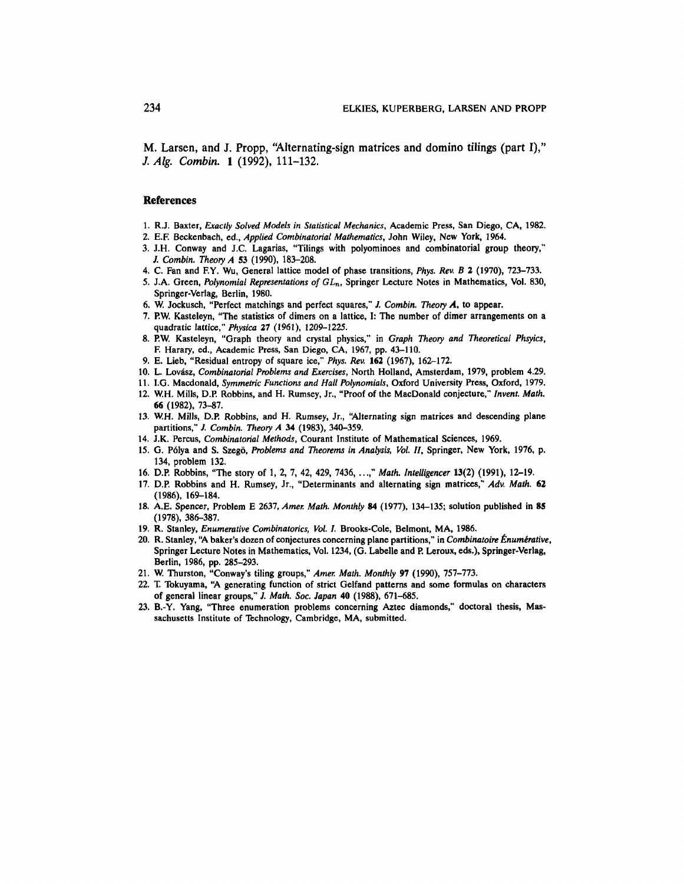M. Larsen, and J. Propp, "Alternating-sign matrices and domino tilings (part I)," *J. Alg. Combin.* **1** (1992), 111–132.

## References

1. R.J. Baxter, *Exactly Solved Models in Statistical Mechanics*, Academic Press, San Diego, CA, 1982.
2. E.F. Beckenbach, ed., *Applied Combinatorial Mathematics*, John Wiley, New York, 1964.
3. J.H. Conway and J.C. Lagarias, "Tilings with polyominoes and combinatorial group theory," *J. Combin. Theory A* **53** (1990), 183–208.
4. C. Fan and F.Y. Wu, General lattice model of phase transitions, *Phys. Rev. B* **2** (1970), 723–733.
5. J.A. Green, *Polynomial Representations of $GL_n$*, Springer Lecture Notes in Mathematics, Vol. 830, Springer-Verlag, Berlin, 1980.
6. W. Jockusch, "Perfect matchings and perfect squares," *J. Combin. Theory A*, to appear.
7. P.W. Kasteleyn, "The statistics of dimers on a lattice, I: The number of dimer arrangements on a quadratic lattice," *Physica* **27** (1961), 1209–1225.
8. P.W. Kasteleyn, "Graph theory and crystal physics," in *Graph Theory and Theoretical Phsyics*, F. Harary, ed., Academic Press, San Diego, CA, 1967, pp. 43–110.
9. E. Lieb, "Residual entropy of square ice," *Phys. Rev.* **162** (1967), 162–172.
10. L. Lovász, *Combinatorial Problems and Exercises*, North Holland, Amsterdam, 1979, problem 4.29.
11. I.G. Macdonald, *Symmetric Functions and Hall Polynomials*, Oxford University Press, Oxford, 1979.
12. W.H. Mills, D.P. Robbins, and H. Rumsey, Jr., "Proof of the MacDonald conjecture," *Invent. Math.* **66** (1982), 73–87.
13. W.H. Mills, D.P. Robbins, and H. Rumsey, Jr., "Alternating sign matrices and descending plane partitions," *J. Combin. Theory A* **34** (1983), 340–359.
14. J.K. Percus, *Combinatorial Methods*, Courant Institute of Mathematical Sciences, 1969.
15. G. Pólya and S. Szegö, *Problems and Theorems in Analysis, Vol. II*, Springer, New York, 1976, p. 134, problem 132.
16. D.P. Robbins, "The story of 1, 2, 7, 42, 429, 7436, ...," *Math. Intelligencer* **13**(2) (1991), 12–19.
17. D.P. Robbins and H. Rumsey, Jr., "Determinants and alternating sign matrices," *Adv. Math.* **62** (1986), 169–184.
18. A.E. Spencer, Problem E 2637, *Amer. Math. Monthly* **84** (1977), 134–135; solution published in **85** (1978), 386–387.
19. R. Stanley, *Enumerative Combinatorics, Vol. I*. Brooks-Cole, Belmont, MA, 1986.
20. R. Stanley, "A baker's dozen of conjectures concerning plane partitions," in *Combinatoire Énumérative*, Springer Lecture Notes in Mathematics, Vol. 1234, (G. Labelle and P. Leroux, eds.), Springer-Verlag, Berlin, 1986, pp. 285–293.
21. W. Thurston, "Conway's tiling groups," *Amer. Math. Monthly* **97** (1990), 757–773.
22. T. Tokuyama, "A generating function of strict Gelfand patterns and some formulas on characters of general linear groups," *J. Math. Soc. Japan* **40** (1988), 671–685.
23. B.-Y. Yang, "Three enumeration problems concerning Aztec diamonds," doctoral thesis, Massachusetts Institute of Technology, Cambridge, MA, submitted.